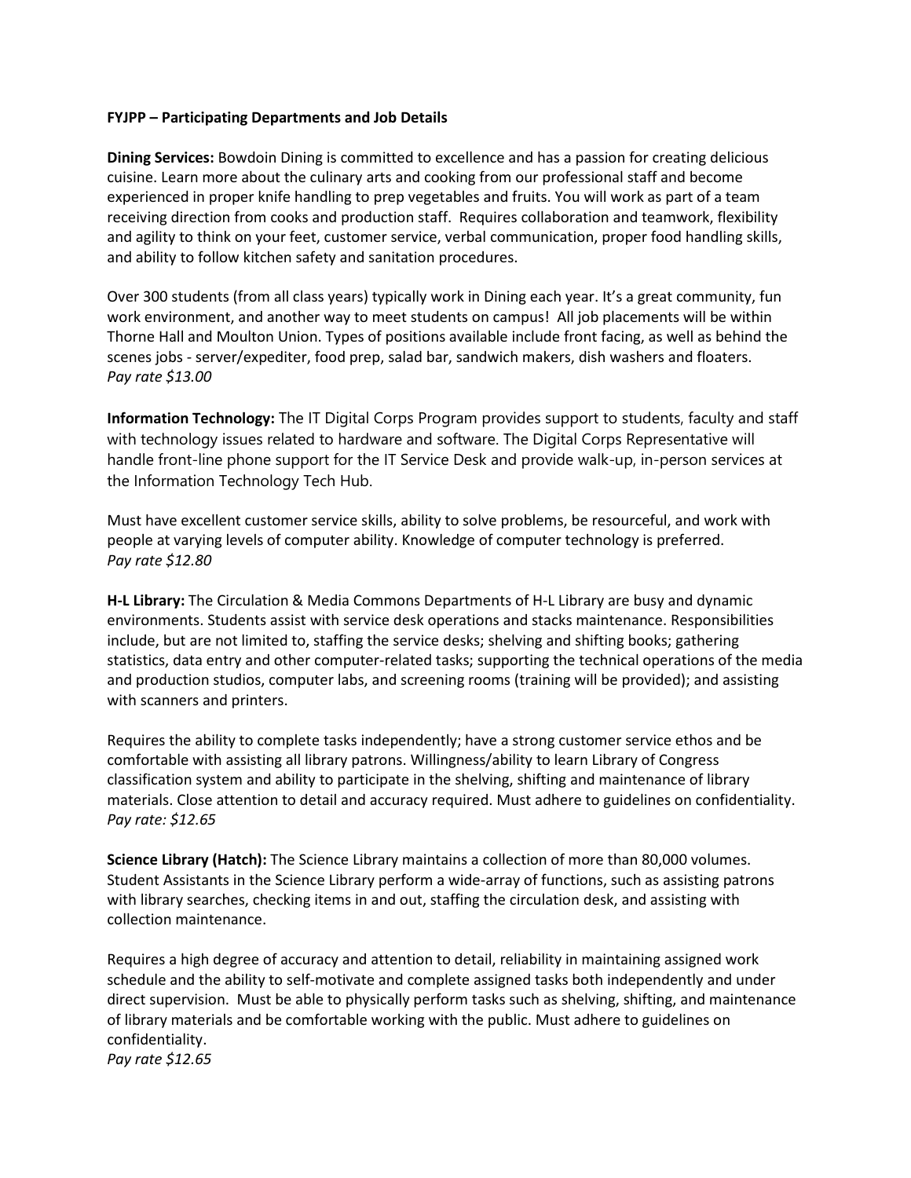**FYJPP – Participating Departments and Job Details**

**Dining Services:** Bowdoin Dining is committed to excellence and has a passion for creating delicious cuisine. Learn more about the culinary arts and cooking from our professional staff and become experienced in proper knife handling to prep vegetables and fruits. You will work as part of a team receiving direction from cooks and production staff. Requires collaboration and teamwork, flexibility and agility to think on your feet, customer service, verbal communication, proper food handling skills, and ability to follow kitchen safety and sanitation procedures.

Over 300 students (from all class years) typically work in Dining each year. It's a great community, fun work environment, and another way to meet students on campus! All job placements will be within Thorne Hall and Moulton Union. Types of positions available include front facing, as well as behind the scenes jobs - server/expediter, food prep, salad bar, sandwich makers, dish washers and floaters.
*Pay rate $13.00*

**Information Technology:** The IT Digital Corps Program provides support to students, faculty and staff with technology issues related to hardware and software. The Digital Corps Representative will handle front-line phone support for the IT Service Desk and provide walk-up, in-person services at the Information Technology Tech Hub.

Must have excellent customer service skills, ability to solve problems, be resourceful, and work with people at varying levels of computer ability. Knowledge of computer technology is preferred.
*Pay rate $12.80*

**H-L Library:** The Circulation & Media Commons Departments of H-L Library are busy and dynamic environments. Students assist with service desk operations and stacks maintenance. Responsibilities include, but are not limited to, staffing the service desks; shelving and shifting books; gathering statistics, data entry and other computer-related tasks; supporting the technical operations of the media and production studios, computer labs, and screening rooms (training will be provided); and assisting with scanners and printers.

Requires the ability to complete tasks independently; have a strong customer service ethos and be comfortable with assisting all library patrons. Willingness/ability to learn Library of Congress classification system and ability to participate in the shelving, shifting and maintenance of library materials. Close attention to detail and accuracy required. Must adhere to guidelines on confidentiality.
*Pay rate: $12.65*

**Science Library (Hatch):** The Science Library maintains a collection of more than 80,000 volumes. Student Assistants in the Science Library perform a wide-array of functions, such as assisting patrons with library searches, checking items in and out, staffing the circulation desk, and assisting with collection maintenance.

Requires a high degree of accuracy and attention to detail, reliability in maintaining assigned work schedule and the ability to self-motivate and complete assigned tasks both independently and under direct supervision. Must be able to physically perform tasks such as shelving, shifting, and maintenance of library materials and be comfortable working with the public. Must adhere to guidelines on confidentiality.
*Pay rate $12.65*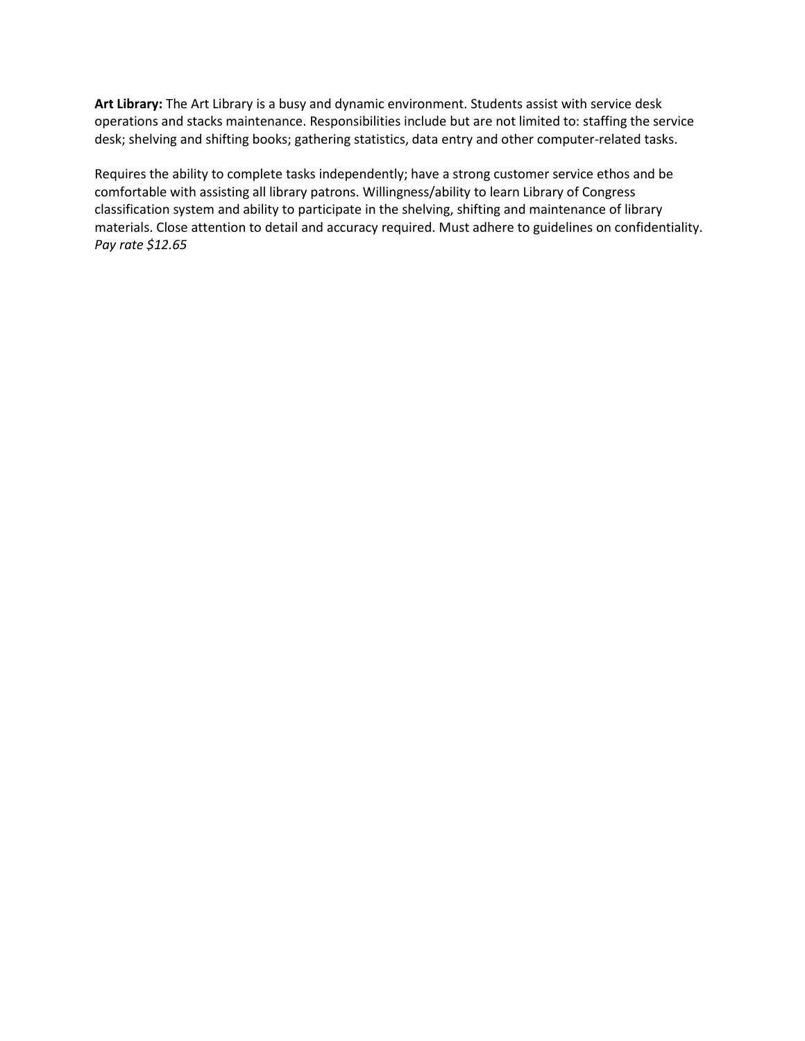**Art Library:** The Art Library is a busy and dynamic environment. Students assist with service desk operations and stacks maintenance. Responsibilities include but are not limited to: staffing the service desk; shelving and shifting books; gathering statistics, data entry and other computer-related tasks.

Requires the ability to complete tasks independently; have a strong customer service ethos and be comfortable with assisting all library patrons. Willingness/ability to learn Library of Congress classification system and ability to participate in the shelving, shifting and maintenance of library materials. Close attention to detail and accuracy required. Must adhere to guidelines on confidentiality.
*Pay rate $12.65*